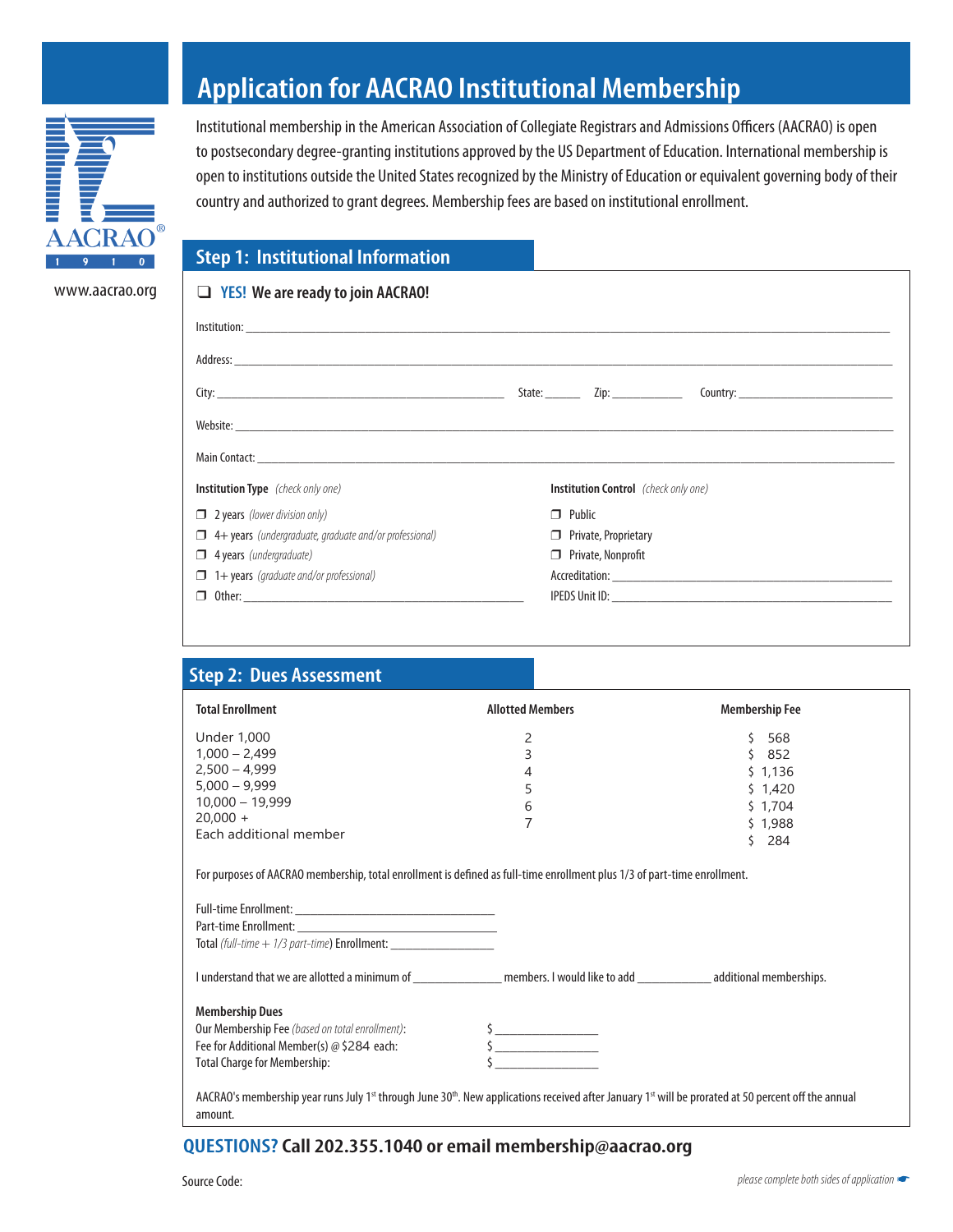AACRAO®
1 9 1 0

www.aacrao.org

# Application for AACRAO Institutional Membership

Institutional membership in the American Association of Collegiate Registrars and Admissions Officers (AACRAO) is open to postsecondary degree-granting institutions approved by the US Department of Education. International membership is open to institutions outside the United States recognized by the Ministry of Education or equivalent governing body of their country and authorized to grant degrees. Membership fees are based on institutional enrollment.

## Step 1: Institutional Information

❑ **YES! We are ready to join AACRAO!**

Institution: ____________________

Address: ____________________

City: ____________________ State: ______ Zip: ____________ Country: ____________________

Website: ____________________

Main Contact: ____________________

**Institution Type** *(check only one)*

- ❐ 2 years *(lower division only)*
- ❐ 4+ years *(undergraduate, graduate and/or professional)*
- ❐ 4 years *(undergraduate)*
- ❐ 1+ years *(graduate and/or professional)*
- ❐ Other: ____________________

**Institution Control** *(check only one)*

- ❐ Public
- ❐ Private, Proprietary
- ❐ Private, Nonprofit

Accreditation: ____________________

IPEDS Unit ID: ____________________

## Step 2: Dues Assessment

| Total Enrollment | Allotted Members | Membership Fee |
|---|---|---|
| Under 1,000 | 2 | $ 568 |
| 1,000 – 2,499 | 3 | $ 852 |
| 2,500 – 4,999 | 4 | $ 1,136 |
| 5,000 – 9,999 | 5 | $ 1,420 |
| 10,000 – 19,999 | 6 | $ 1,704 |
| 20,000 + | 7 | $ 1,988 |
| Each additional member | | $ 284 |

For purposes of AACRAO membership, total enrollment is defined as full-time enrollment plus 1/3 of part-time enrollment.

Full-time Enrollment: ____________________

Part-time Enrollment: ____________________

Total *(full-time + 1/3 part-time)* Enrollment: ____________________

I understand that we are allotted a minimum of ______________ members. I would like to add ____________ additional memberships.

**Membership Dues**

Our Membership Fee *(based on total enrollment)*: $ ________________

Fee for Additional Member(s) @ $284 each: $ ________________

Total Charge for Membership: $ ________________

AACRAO's membership year runs July 1st through June 30th. New applications received after January 1st will be prorated at 50 percent off the annual amount.

**QUESTIONS? Call 202.355.1040 or email membership@aacrao.org**

Source Code:

*please complete both sides of application*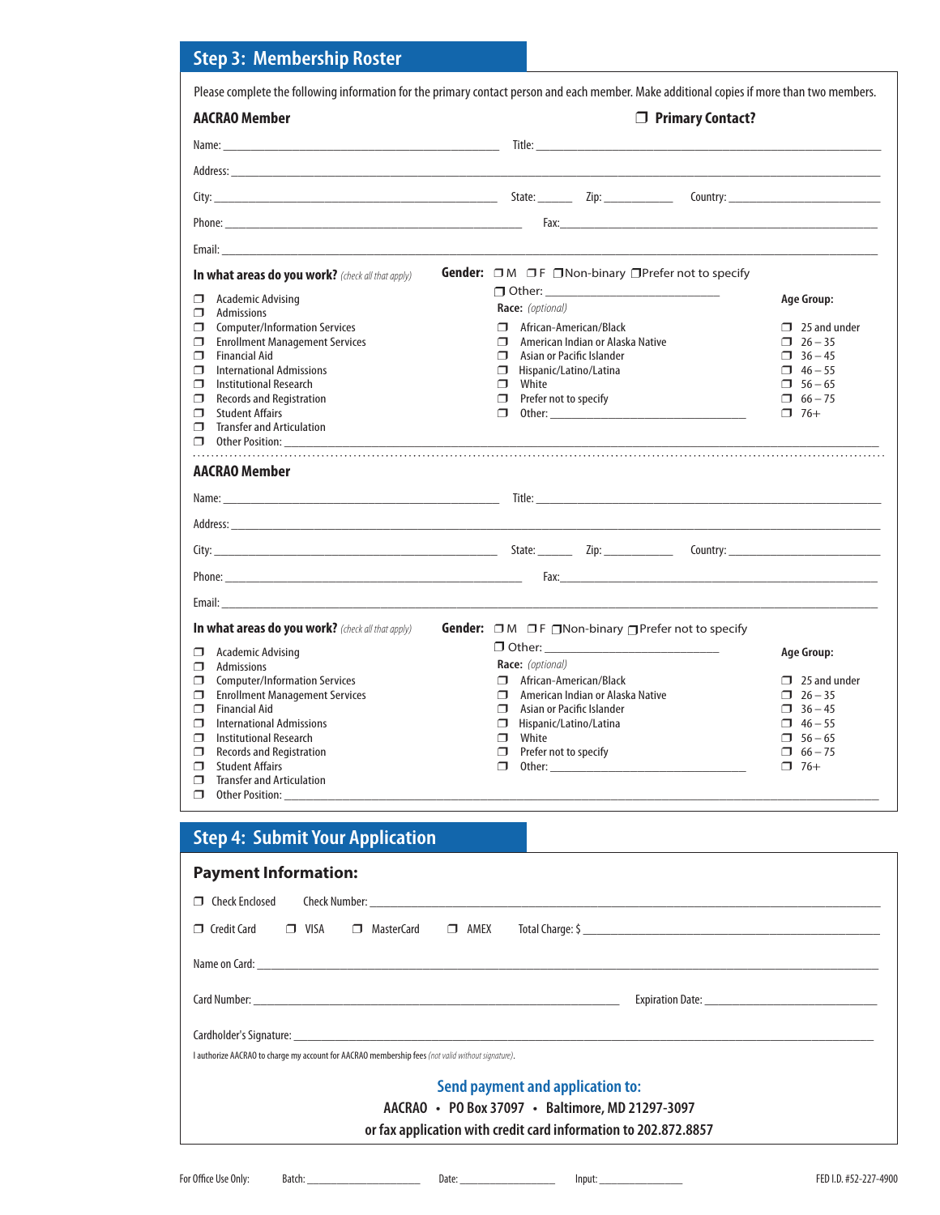## Step 3: Membership Roster

Please complete the following information for the primary contact person and each member. Make additional copies if more than two members.

### AACRAO Member

❒ **Primary Contact?**

Name: ______________________ Title: ______________________

Address: ______________________

City: ______________________ State: ______ Zip: ____________ Country: ______________________

Phone: ______________________ Fax: ______________________

Email: ______________________

**In what areas do you work?** *(check all that apply)*

- ❒ Academic Advising
- ❒ Admissions
- ❒ Computer/Information Services
- ❒ Enrollment Management Services
- ❒ Financial Aid
- ❒ International Admissions
- ❒ Institutional Research
- ❒ Records and Registration
- ❒ Student Affairs
- ❒ Transfer and Articulation
- ❒ Other Position: ______________________

**Gender:** ❒ M ❒ F ❒ Non-binary ❒ Prefer not to specify ❒ Other: ______________________

**Race:** *(optional)*

- ❒ African-American/Black
- ❒ American Indian or Alaska Native
- ❒ Asian or Pacific Islander
- ❒ Hispanic/Latino/Latina
- ❒ White
- ❒ Prefer not to specify
- ❒ Other: ______________________

**Age Group:**

- ❒ 25 and under
- ❒ 26 – 35
- ❒ 36 – 45
- ❒ 46 – 55
- ❒ 56 – 65
- ❒ 66 – 75
- ❒ 76+

### AACRAO Member

Name: ______________________ Title: ______________________

Address: ______________________

City: ______________________ State: ______ Zip: ____________ Country: ______________________

Phone: ______________________ Fax: ______________________

Email: ______________________

**In what areas do you work?** *(check all that apply)*

- ❒ Academic Advising
- ❒ Admissions
- ❒ Computer/Information Services
- ❒ Enrollment Management Services
- ❒ Financial Aid
- ❒ International Admissions
- ❒ Institutional Research
- ❒ Records and Registration
- ❒ Student Affairs
- ❒ Transfer and Articulation
- ❒ Other Position: ______________________

**Gender:** ❒ M ❒ F ❒ Non-binary ❒ Prefer not to specify ❒ Other: ______________________

**Race:** *(optional)*

- ❒ African-American/Black
- ❒ American Indian or Alaska Native
- ❒ Asian or Pacific Islander
- ❒ Hispanic/Latino/Latina
- ❒ White
- ❒ Prefer not to specify
- ❒ Other: ______________________

**Age Group:**

- ❒ 25 and under
- ❒ 26 – 35
- ❒ 36 – 45
- ❒ 46 – 55
- ❒ 56 – 65
- ❒ 66 – 75
- ❒ 76+

## Step 4: Submit Your Application

### Payment Information:

❒ Check Enclosed Check Number: ______________________

❒ Credit Card ❒ VISA ❒ MasterCard ❒ AMEX Total Charge: $ ______________________

Name on Card: ______________________

Card Number: ______________________ Expiration Date: ______________________

Cardholder's Signature: ______________________

I authorize AACRAO to charge my account for AACRAO membership fees *(not valid without signature)*.

**Send payment and application to:**

**AACRAO • PO Box 37097 • Baltimore, MD 21297-3097**

**or fax application with credit card information to 202.872.8857**

For Office Use Only: Batch: ____________ Date: ____________ Input: ____________

FED I.D. #52-227-4900